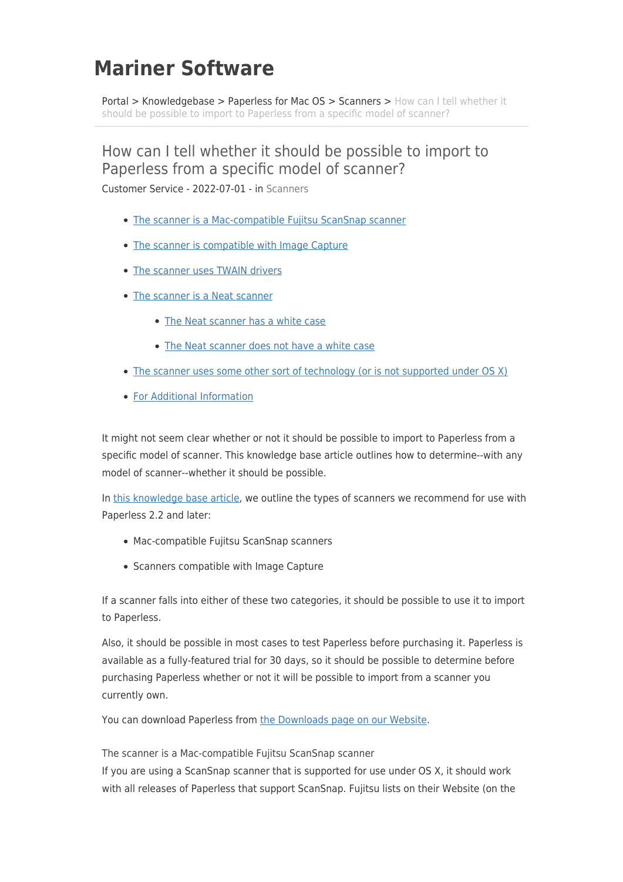# Mariner Software

Portal > Knowledgebase > Paperless for Mac OS > Scanners > How can I tell whether it should be possible to import to Paperless from a specific model of scanner?

## How can I tell whether it should be possible to import to Paperless from a specific model of scanner?

Customer Service - 2022-07-01 - in Scanners

- The scanner is a Mac-compatible Fujitsu ScanSnap scanner
- The scanner is compatible with Image Capture
- The scanner uses TWAIN drivers
- The scanner is a Neat scanner
  - The Neat scanner has a white case
  - The Neat scanner does not have a white case
- The scanner uses some other sort of technology (or is not supported under OS X)
- For Additional Information

It might not seem clear whether or not it should be possible to import to Paperless from a specific model of scanner. This knowledge base article outlines how to determine--with any model of scanner--whether it should be possible.

In this knowledge base article, we outline the types of scanners we recommend for use with Paperless 2.2 and later:

- Mac-compatible Fujitsu ScanSnap scanners
- Scanners compatible with Image Capture

If a scanner falls into either of these two categories, it should be possible to use it to import to Paperless.

Also, it should be possible in most cases to test Paperless before purchasing it. Paperless is available as a fully-featured trial for 30 days, so it should be possible to determine before purchasing Paperless whether or not it will be possible to import from a scanner you currently own.

You can download Paperless from the Downloads page on our Website.

The scanner is a Mac-compatible Fujitsu ScanSnap scanner

If you are using a ScanSnap scanner that is supported for use under OS X, it should work with all releases of Paperless that support ScanSnap. Fujitsu lists on their Website (on the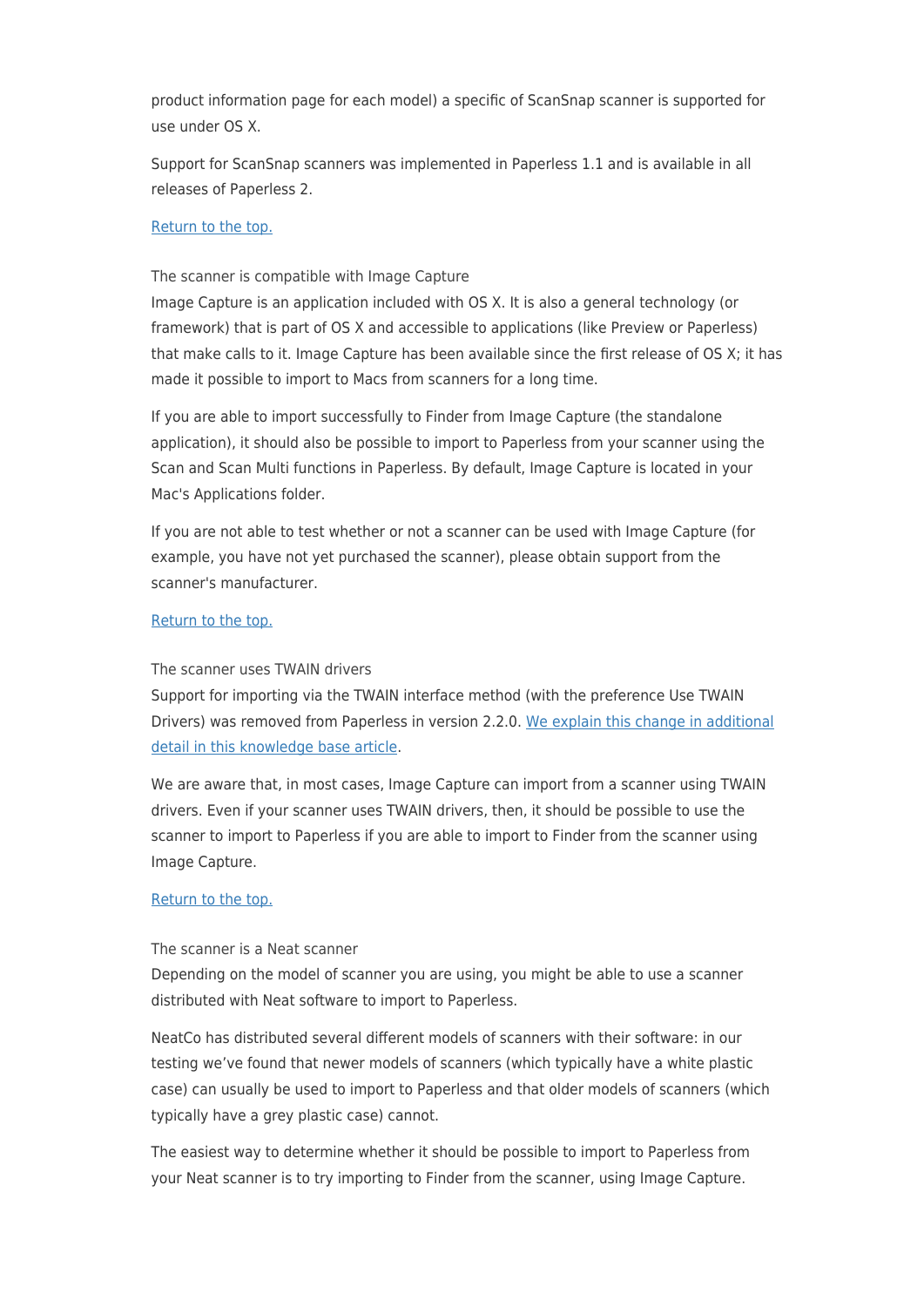product information page for each model) a specific of ScanSnap scanner is supported for use under OS X.

Support for ScanSnap scanners was implemented in Paperless 1.1 and is available in all releases of Paperless 2.

[Return to the top.]

### The scanner is compatible with Image Capture

Image Capture is an application included with OS X. It is also a general technology (or framework) that is part of OS X and accessible to applications (like Preview or Paperless) that make calls to it. Image Capture has been available since the first release of OS X; it has made it possible to import to Macs from scanners for a long time.

If you are able to import successfully to Finder from Image Capture (the standalone application), it should also be possible to import to Paperless from your scanner using the Scan and Scan Multi functions in Paperless. By default, Image Capture is located in your Mac's Applications folder.

If you are not able to test whether or not a scanner can be used with Image Capture (for example, you have not yet purchased the scanner), please obtain support from the scanner's manufacturer.

[Return to the top.]

### The scanner uses TWAIN drivers

Support for importing via the TWAIN interface method (with the preference Use TWAIN Drivers) was removed from Paperless in version 2.2.0. [We explain this change in additional detail in this knowledge base article].

We are aware that, in most cases, Image Capture can import from a scanner using TWAIN drivers. Even if your scanner uses TWAIN drivers, then, it should be possible to use the scanner to import to Paperless if you are able to import to Finder from the scanner using Image Capture.

[Return to the top.]

### The scanner is a Neat scanner

Depending on the model of scanner you are using, you might be able to use a scanner distributed with Neat software to import to Paperless.

NeatCo has distributed several different models of scanners with their software: in our testing we've found that newer models of scanners (which typically have a white plastic case) can usually be used to import to Paperless and that older models of scanners (which typically have a grey plastic case) cannot.

The easiest way to determine whether it should be possible to import to Paperless from your Neat scanner is to try importing to Finder from the scanner, using Image Capture.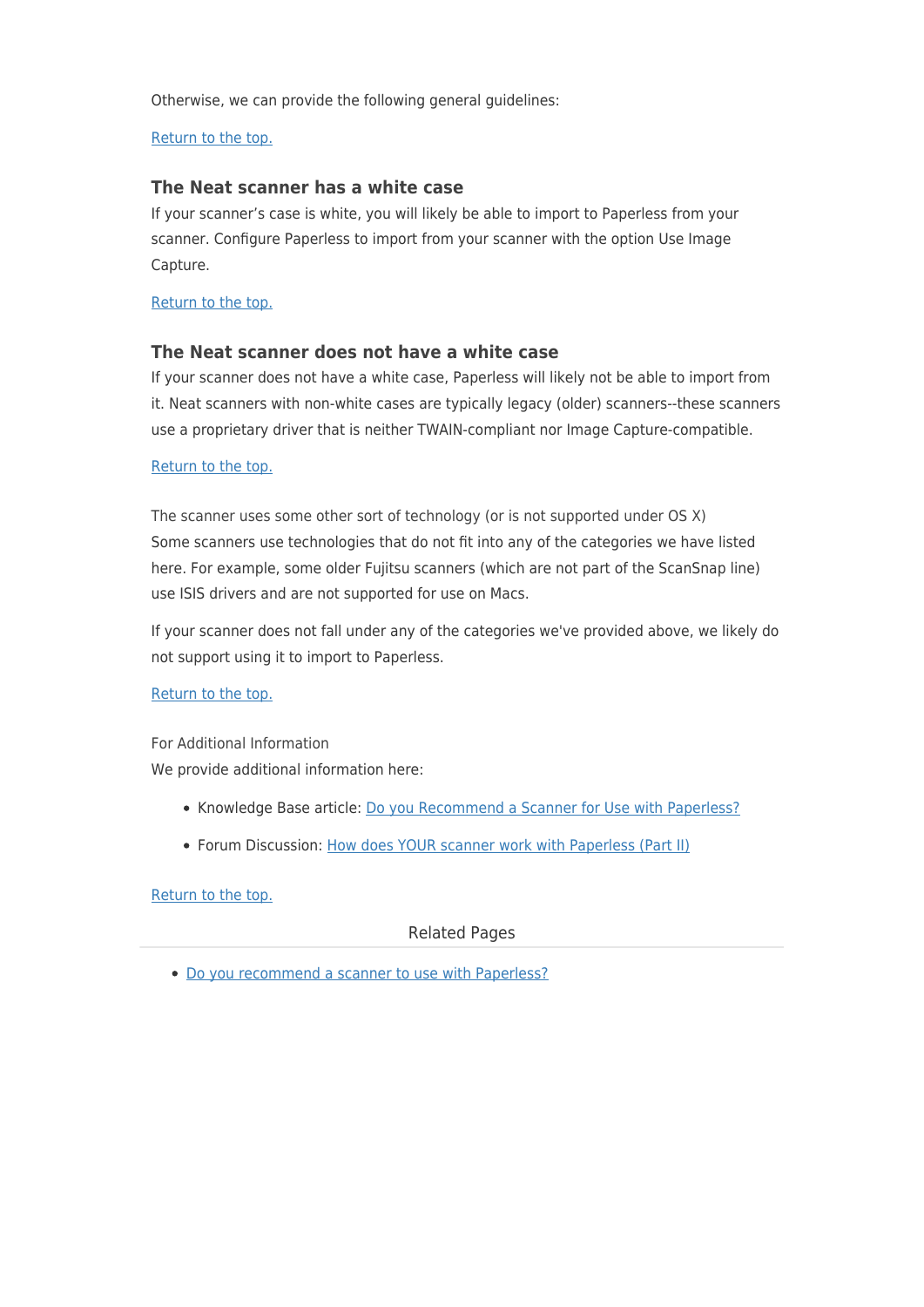Otherwise, we can provide the following general guidelines:

[Return to the top.]

### The Neat scanner has a white case

If your scanner's case is white, you will likely be able to import to Paperless from your scanner. Configure Paperless to import from your scanner with the option Use Image Capture.

[Return to the top.]

### The Neat scanner does not have a white case

If your scanner does not have a white case, Paperless will likely not be able to import from it. Neat scanners with non-white cases are typically legacy (older) scanners--these scanners use a proprietary driver that is neither TWAIN-compliant nor Image Capture-compatible.

[Return to the top.]

The scanner uses some other sort of technology (or is not supported under OS X)
Some scanners use technologies that do not fit into any of the categories we have listed here. For example, some older Fujitsu scanners (which are not part of the ScanSnap line) use ISIS drivers and are not supported for use on Macs.

If your scanner does not fall under any of the categories we've provided above, we likely do not support using it to import to Paperless.

[Return to the top.]

For Additional Information
We provide additional information here:

- Knowledge Base article: [Do you Recommend a Scanner for Use with Paperless?]
- Forum Discussion: [How does YOUR scanner work with Paperless (Part II)]

[Return to the top.]

Related Pages

- [Do you recommend a scanner to use with Paperless?]